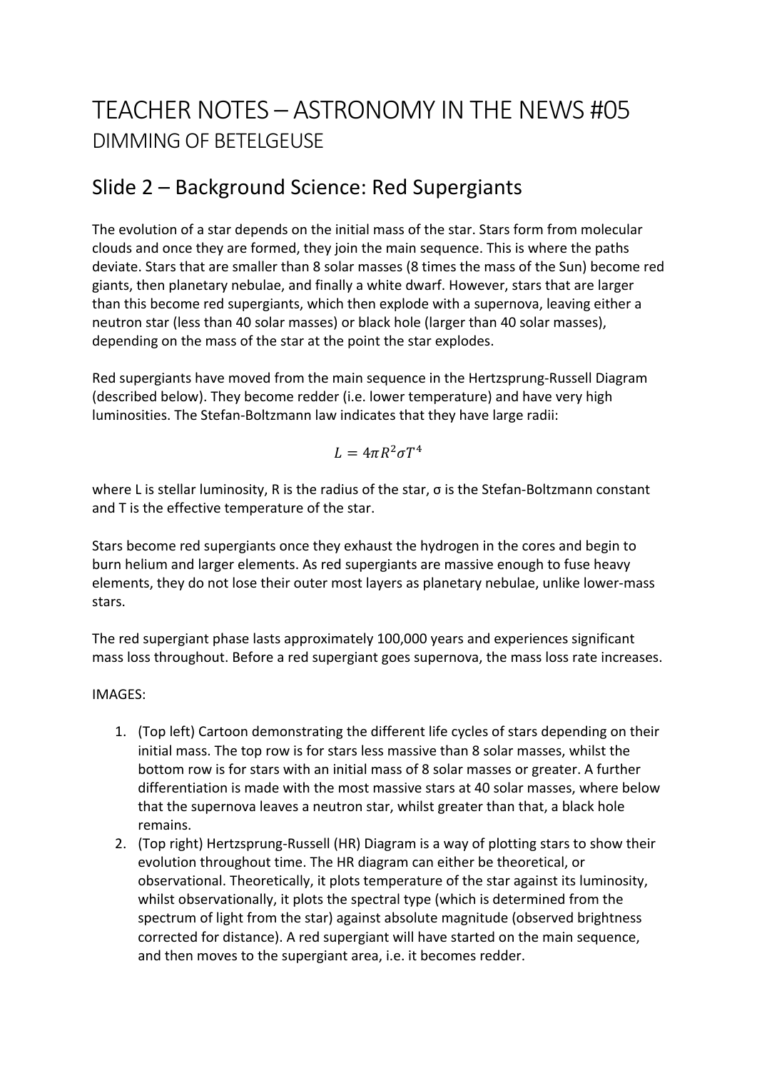# TEACHER NOTES – ASTRONOMY IN THE NEWS #05

DIMMING OF BETELGEUSE

## Slide 2 – Background Science: Red Supergiants

The evolution of a star depends on the initial mass of the star. Stars form from molecular clouds and once they are formed, they join the main sequence. This is where the paths deviate. Stars that are smaller than 8 solar masses (8 times the mass of the Sun) become red giants, then planetary nebulae, and finally a white dwarf. However, stars that are larger than this become red supergiants, which then explode with a supernova, leaving either a neutron star (less than 40 solar masses) or black hole (larger than 40 solar masses), depending on the mass of the star at the point the star explodes.

Red supergiants have moved from the main sequence in the Hertzsprung-Russell Diagram (described below). They become redder (i.e. lower temperature) and have very high luminosities. The Stefan-Boltzmann law indicates that they have large radii:

$$L = 4\pi R^2 \sigma T^4$$

where L is stellar luminosity, R is the radius of the star, σ is the Stefan-Boltzmann constant and T is the effective temperature of the star.

Stars become red supergiants once they exhaust the hydrogen in the cores and begin to burn helium and larger elements. As red supergiants are massive enough to fuse heavy elements, they do not lose their outer most layers as planetary nebulae, unlike lower-mass stars.

The red supergiant phase lasts approximately 100,000 years and experiences significant mass loss throughout. Before a red supergiant goes supernova, the mass loss rate increases.

IMAGES:

1. (Top left) Cartoon demonstrating the different life cycles of stars depending on their initial mass. The top row is for stars less massive than 8 solar masses, whilst the bottom row is for stars with an initial mass of 8 solar masses or greater. A further differentiation is made with the most massive stars at 40 solar masses, where below that the supernova leaves a neutron star, whilst greater than that, a black hole remains.
2. (Top right) Hertzsprung-Russell (HR) Diagram is a way of plotting stars to show their evolution throughout time. The HR diagram can either be theoretical, or observational. Theoretically, it plots temperature of the star against its luminosity, whilst observationally, it plots the spectral type (which is determined from the spectrum of light from the star) against absolute magnitude (observed brightness corrected for distance). A red supergiant will have started on the main sequence, and then moves to the supergiant area, i.e. it becomes redder.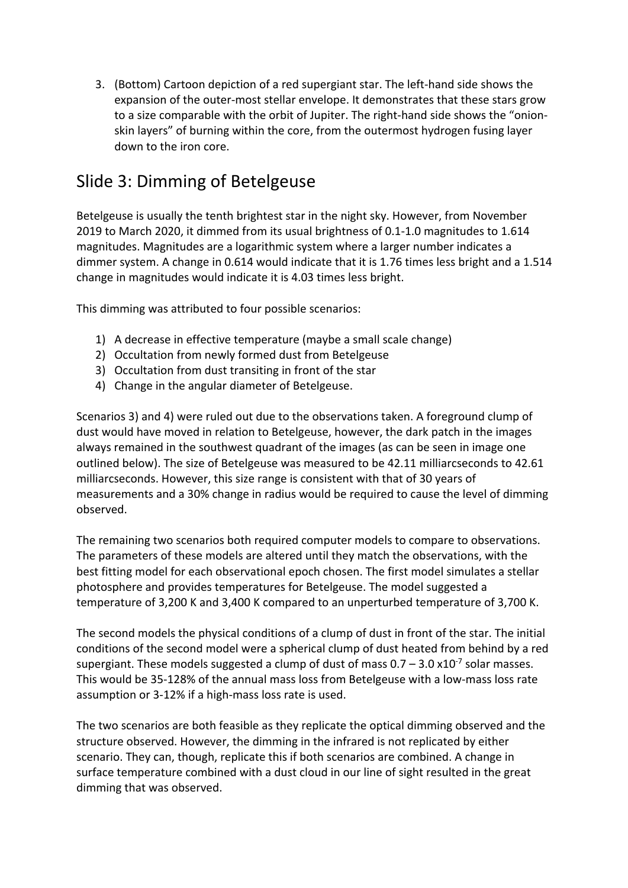3. (Bottom) Cartoon depiction of a red supergiant star. The left-hand side shows the expansion of the outer-most stellar envelope. It demonstrates that these stars grow to a size comparable with the orbit of Jupiter. The right-hand side shows the "onion-skin layers" of burning within the core, from the outermost hydrogen fusing layer down to the iron core.

## Slide 3: Dimming of Betelgeuse

Betelgeuse is usually the tenth brightest star in the night sky. However, from November 2019 to March 2020, it dimmed from its usual brightness of 0.1-1.0 magnitudes to 1.614 magnitudes. Magnitudes are a logarithmic system where a larger number indicates a dimmer system. A change in 0.614 would indicate that it is 1.76 times less bright and a 1.514 change in magnitudes would indicate it is 4.03 times less bright.

This dimming was attributed to four possible scenarios:

1) A decrease in effective temperature (maybe a small scale change)
2) Occultation from newly formed dust from Betelgeuse
3) Occultation from dust transiting in front of the star
4) Change in the angular diameter of Betelgeuse.

Scenarios 3) and 4) were ruled out due to the observations taken. A foreground clump of dust would have moved in relation to Betelgeuse, however, the dark patch in the images always remained in the southwest quadrant of the images (as can be seen in image one outlined below). The size of Betelgeuse was measured to be 42.11 milliarcseconds to 42.61 milliarcseconds. However, this size range is consistent with that of 30 years of measurements and a 30% change in radius would be required to cause the level of dimming observed.

The remaining two scenarios both required computer models to compare to observations. The parameters of these models are altered until they match the observations, with the best fitting model for each observational epoch chosen. The first model simulates a stellar photosphere and provides temperatures for Betelgeuse. The model suggested a temperature of 3,200 K and 3,400 K compared to an unperturbed temperature of 3,700 K.

The second models the physical conditions of a clump of dust in front of the star. The initial conditions of the second model were a spherical clump of dust heated from behind by a red supergiant. These models suggested a clump of dust of mass $0.7 – 3.0 \times 10^{-7}$ solar masses. This would be 35-128% of the annual mass loss from Betelgeuse with a low-mass loss rate assumption or 3-12% if a high-mass loss rate is used.

The two scenarios are both feasible as they replicate the optical dimming observed and the structure observed. However, the dimming in the infrared is not replicated by either scenario. They can, though, replicate this if both scenarios are combined. A change in surface temperature combined with a dust cloud in our line of sight resulted in the great dimming that was observed.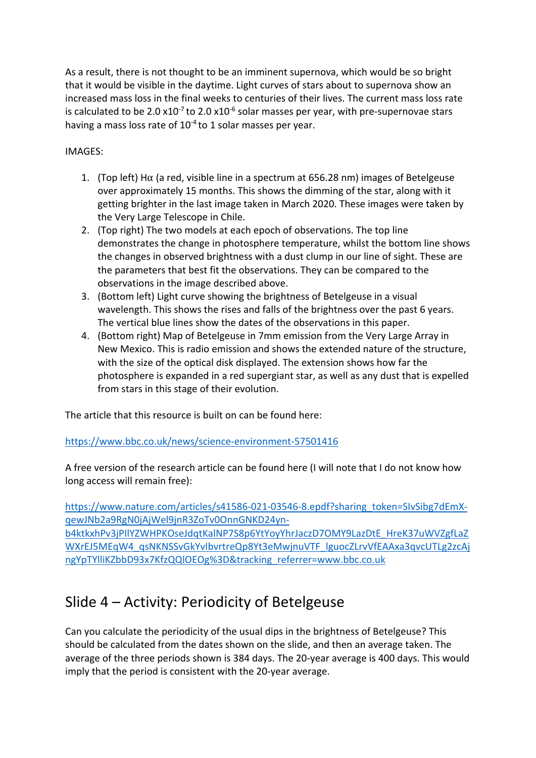As a result, there is not thought to be an imminent supernova, which would be so bright that it would be visible in the daytime. Light curves of stars about to supernova show an increased mass loss in the final weeks to centuries of their lives. The current mass loss rate is calculated to be 2.0 $\times 10^{-7}$ to 2.0 $\times 10^{-6}$ solar masses per year, with pre-supernovae stars having a mass loss rate of $10^{-4}$ to 1 solar masses per year.

IMAGES:

1. (Top left) Hα (a red, visible line in a spectrum at 656.28 nm) images of Betelgeuse over approximately 15 months. This shows the dimming of the star, along with it getting brighter in the last image taken in March 2020. These images were taken by the Very Large Telescope in Chile.
2. (Top right) The two models at each epoch of observations. The top line demonstrates the change in photosphere temperature, whilst the bottom line shows the changes in observed brightness with a dust clump in our line of sight. These are the parameters that best fit the observations. They can be compared to the observations in the image described above.
3. (Bottom left) Light curve showing the brightness of Betelgeuse in a visual wavelength. This shows the rises and falls of the brightness over the past 6 years. The vertical blue lines show the dates of the observations in this paper.
4. (Bottom right) Map of Betelgeuse in 7mm emission from the Very Large Array in New Mexico. This is radio emission and shows the extended nature of the structure, with the size of the optical disk displayed. The extension shows how far the photosphere is expanded in a red supergiant star, as well as any dust that is expelled from stars in this stage of their evolution.

The article that this resource is built on can be found here:

https://www.bbc.co.uk/news/science-environment-57501416

A free version of the research article can be found here (I will note that I do not know how long access will remain free):

https://www.nature.com/articles/s41586-021-03546-8.epdf?sharing_token=SIvSibg7dEmX-qewJNb2a9RgN0jAjWel9jnR3ZoTv0OnnGNKD24yn-b4ktkxhPv3jPIlYZWHPKOseJdqtKalNP7S8p6YtYoyYhrJaczD7OMY9LazDtE_HreK37uWVZgfLaZWXrEJ5MEqW4_qsNKNSSvGkYvIbvrtreQp8Yt3eMwjnuVTF_lguocZLrvVfEAAxa3qvcUTLg2zcAjngYpTYlliKZbbD93x7KfzQQlOEOg%3D&tracking_referrer=www.bbc.co.uk

## Slide 4 – Activity: Periodicity of Betelgeuse

Can you calculate the periodicity of the usual dips in the brightness of Betelgeuse? This should be calculated from the dates shown on the slide, and then an average taken. The average of the three periods shown is 384 days. The 20-year average is 400 days. This would imply that the period is consistent with the 20-year average.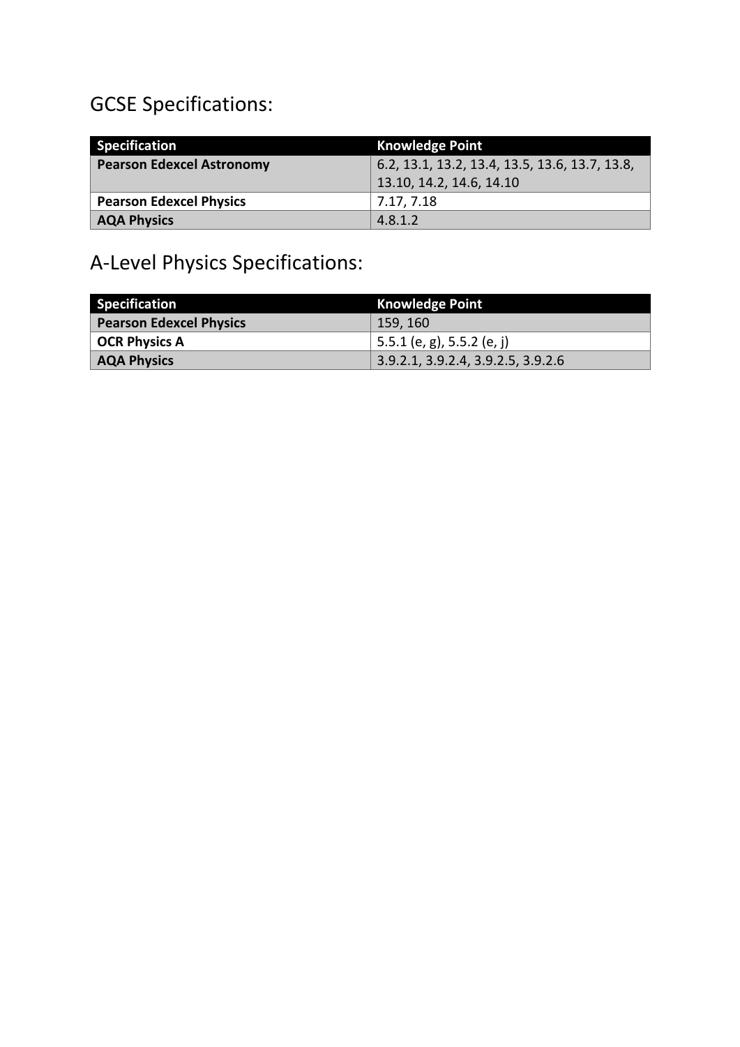## GCSE Specifications:

| **Specification** | **Knowledge Point** |
|---|---|
| **Pearson Edexcel Astronomy** | 6.2, 13.1, 13.2, 13.4, 13.5, 13.6, 13.7, 13.8, 13.10, 14.2, 14.6, 14.10 |
| **Pearson Edexcel Physics** | 7.17, 7.18 |
| **AQA Physics** | 4.8.1.2 |

## A-Level Physics Specifications:

| **Specification** | **Knowledge Point** |
|---|---|
| **Pearson Edexcel Physics** | 159, 160 |
| **OCR Physics A** | 5.5.1 (e, g), 5.5.2 (e, j) |
| **AQA Physics** | 3.9.2.1, 3.9.2.4, 3.9.2.5, 3.9.2.6 |